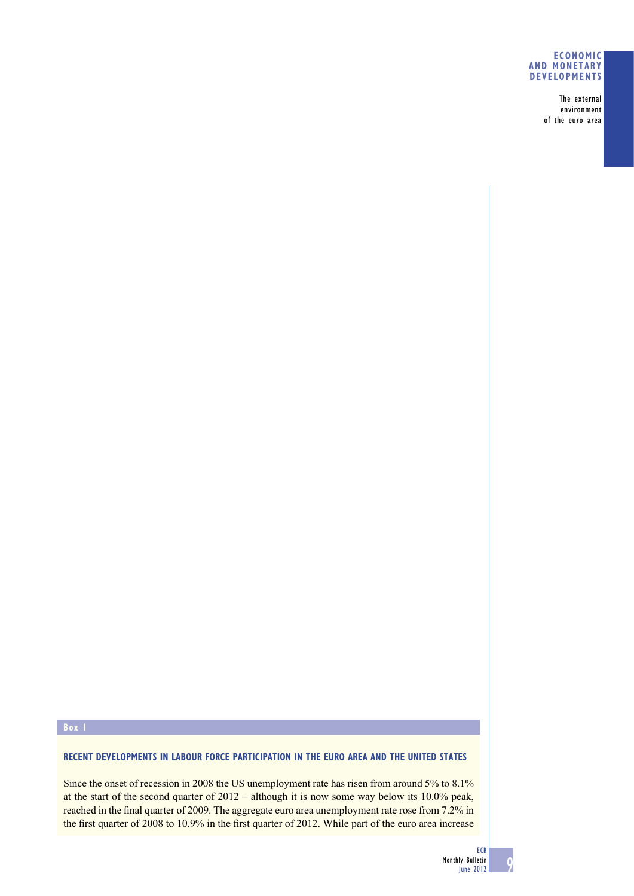**Box 1**

## RECENT DEVELOPMENTS IN LABOUR FORCE PARTICIPATION IN THE EURO AREA AND THE UNITED STATES

Since the onset of recession in 2008 the US unemployment rate has risen from around 5% to 8.1% at the start of the second quarter of 2012 – although it is now some way below its 10.0% peak, reached in the final quarter of 2009. The aggregate euro area unemployment rate rose from 7.2% in the first quarter of 2008 to 10.9% in the first quarter of 2012. While part of the euro area increase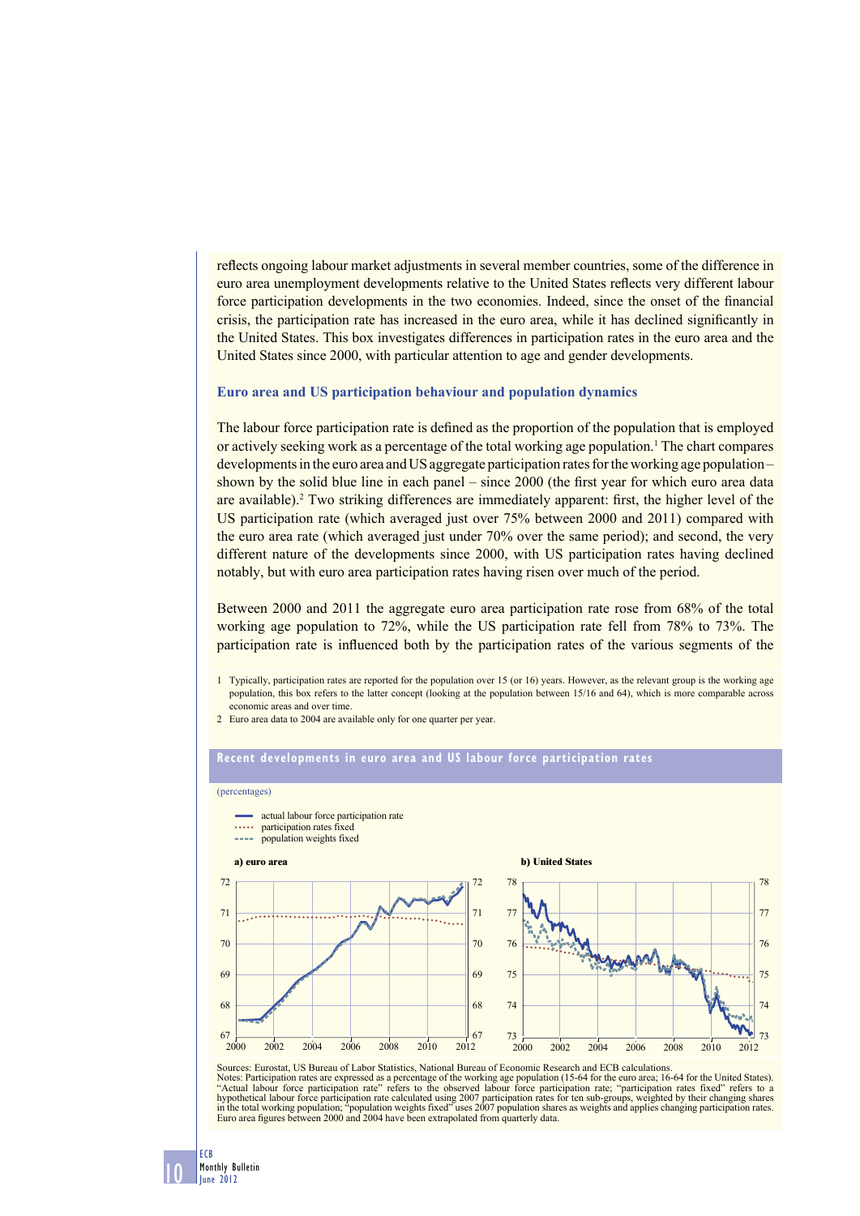reflects ongoing labour market adjustments in several member countries, some of the difference in euro area unemployment developments relative to the United States reflects very different labour force participation developments in the two economies. Indeed, since the onset of the financial crisis, the participation rate has increased in the euro area, while it has declined significantly in the United States. This box investigates differences in participation rates in the euro area and the United States since 2000, with particular attention to age and gender developments.

### Euro area and US participation behaviour and population dynamics

The labour force participation rate is defined as the proportion of the population that is employed or actively seeking work as a percentage of the total working age population.[1] The chart compares developments in the euro area and US aggregate participation rates for the working age population – shown by the solid blue line in each panel – since 2000 (the first year for which euro area data are available).[2] Two striking differences are immediately apparent: first, the higher level of the US participation rate (which averaged just over 75% between 2000 and 2011) compared with the euro area rate (which averaged just under 70% over the same period); and second, the very different nature of the developments since 2000, with US participation rates having declined notably, but with euro area participation rates having risen over much of the period.

Between 2000 and 2011 the aggregate euro area participation rate rose from 68% of the total working age population to 72%, while the US participation rate fell from 78% to 73%. The participation rate is influenced both by the participation rates of the various segments of the

1 Typically, participation rates are reported for the population over 15 (or 16) years. However, as the relevant group is the working age population, this box refers to the latter concept (looking at the population between 15/16 and 64), which is more comparable across economic areas and over time.

2 Euro area data to 2004 are available only for one quarter per year.

**Recent developments in euro area and US labour force participation rates**

(percentages)

- actual labour force participation rate
- participation rates fixed
- population weights fixed

a) euro area

b) United States

Sources: Eurostat, US Bureau of Labor Statistics, National Bureau of Economic Research and ECB calculations.
Notes: Participation rates are expressed as a percentage of the working age population (15-64 for the euro area; 16-64 for the United States). "Actual labour force participation rate" refers to the observed labour force participation rate; "participation rates fixed" refers to a hypothetical labour force participation rate calculated using 2007 participation rates for ten sub-groups, weighted by their changing shares in the total working population; "population weights fixed" uses 2007 population shares as weights and applies changing participation rates. Euro area figures between 2000 and 2004 have been extrapolated from quarterly data.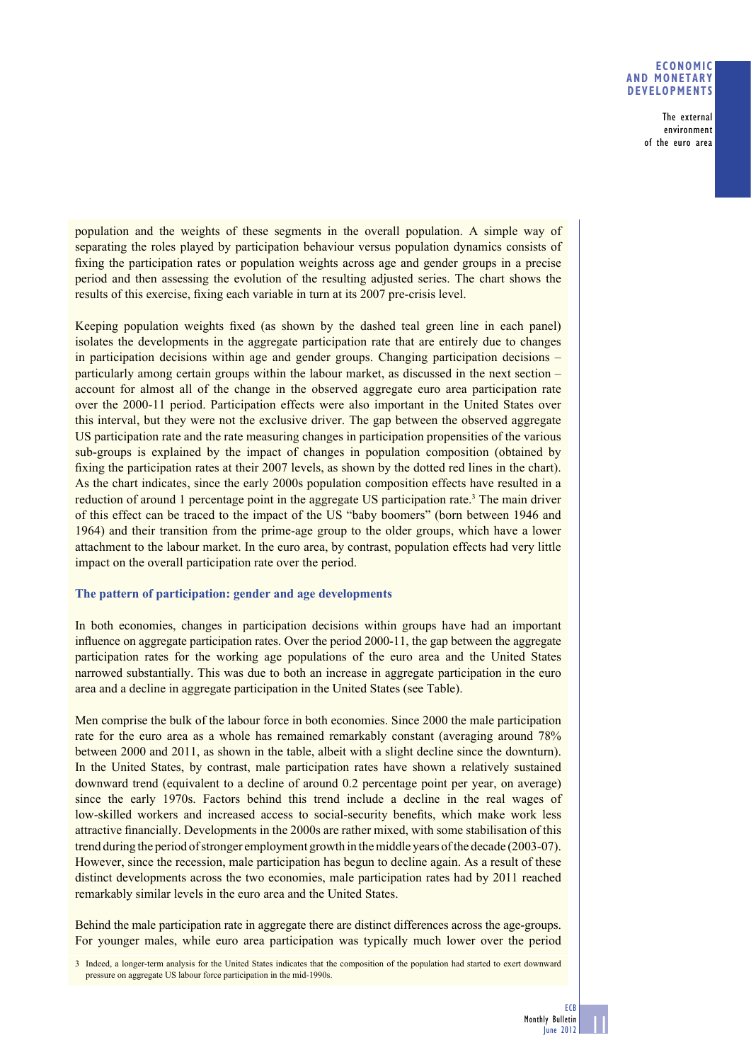population and the weights of these segments in the overall population. A simple way of separating the roles played by participation behaviour versus population dynamics consists of fixing the participation rates or population weights across age and gender groups in a precise period and then assessing the evolution of the resulting adjusted series. The chart shows the results of this exercise, fixing each variable in turn at its 2007 pre-crisis level.

Keeping population weights fixed (as shown by the dashed teal green line in each panel) isolates the developments in the aggregate participation rate that are entirely due to changes in participation decisions within age and gender groups. Changing participation decisions – particularly among certain groups within the labour market, as discussed in the next section – account for almost all of the change in the observed aggregate euro area participation rate over the 2000-11 period. Participation effects were also important in the United States over this interval, but they were not the exclusive driver. The gap between the observed aggregate US participation rate and the rate measuring changes in participation propensities of the various sub-groups is explained by the impact of changes in population composition (obtained by fixing the participation rates at their 2007 levels, as shown by the dotted red lines in the chart). As the chart indicates, since the early 2000s population composition effects have resulted in a reduction of around 1 percentage point in the aggregate US participation rate.[3] The main driver of this effect can be traced to the impact of the US "baby boomers" (born between 1946 and 1964) and their transition from the prime-age group to the older groups, which have a lower attachment to the labour market. In the euro area, by contrast, population effects had very little impact on the overall participation rate over the period.

### The pattern of participation: gender and age developments

In both economies, changes in participation decisions within groups have had an important influence on aggregate participation rates. Over the period 2000-11, the gap between the aggregate participation rates for the working age populations of the euro area and the United States narrowed substantially. This was due to both an increase in aggregate participation in the euro area and a decline in aggregate participation in the United States (see Table).

Men comprise the bulk of the labour force in both economies. Since 2000 the male participation rate for the euro area as a whole has remained remarkably constant (averaging around 78% between 2000 and 2011, as shown in the table, albeit with a slight decline since the downturn). In the United States, by contrast, male participation rates have shown a relatively sustained downward trend (equivalent to a decline of around 0.2 percentage point per year, on average) since the early 1970s. Factors behind this trend include a decline in the real wages of low-skilled workers and increased access to social-security benefits, which make work less attractive financially. Developments in the 2000s are rather mixed, with some stabilisation of this trend during the period of stronger employment growth in the middle years of the decade (2003-07). However, since the recession, male participation has begun to decline again. As a result of these distinct developments across the two economies, male participation rates had by 2011 reached remarkably similar levels in the euro area and the United States.

Behind the male participation rate in aggregate there are distinct differences across the age-groups. For younger males, while euro area participation was typically much lower over the period

3 Indeed, a longer-term analysis for the United States indicates that the composition of the population had started to exert downward pressure on aggregate US labour force participation in the mid-1990s.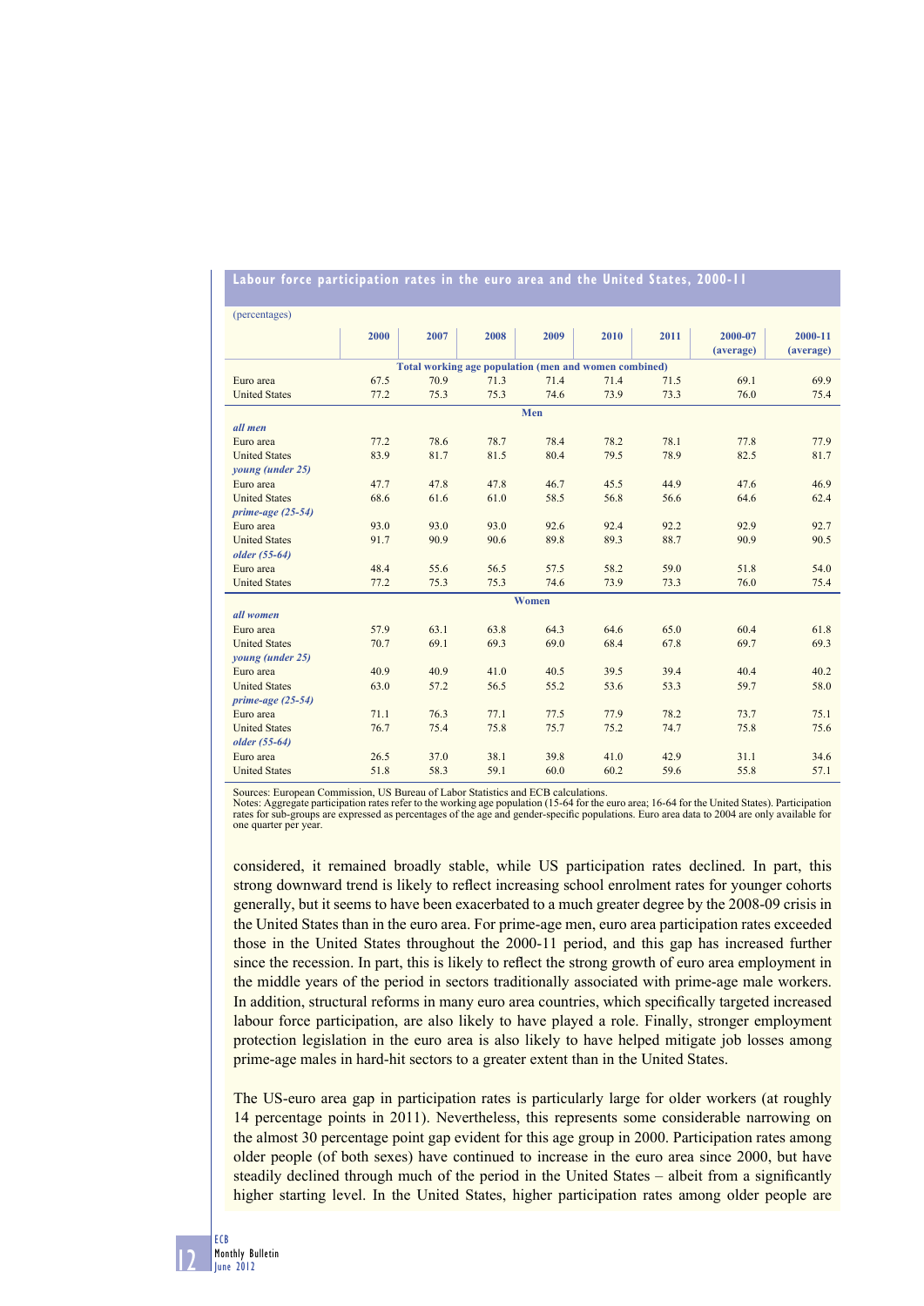**Labour force participation rates in the euro area and the United States, 2000-11**

(percentages)

| | 2000 | 2007 | 2008 | 2009 | 2010 | 2011 | 2000-07 (average) | 2000-11 (average) |
|---|---|---|---|---|---|---|---|---|
| **Total working age population (men and women combined)** | | | | | | | | |
| Euro area | 67.5 | 70.9 | 71.3 | 71.4 | 71.4 | 71.5 | 69.1 | 69.9 |
| United States | 77.2 | 75.3 | 75.3 | 74.6 | 73.9 | 73.3 | 76.0 | 75.4 |
| **Men** | | | | | | | | |
| ***all men*** | | | | | | | | |
| Euro area | 77.2 | 78.6 | 78.7 | 78.4 | 78.2 | 78.1 | 77.8 | 77.9 |
| United States | 83.9 | 81.7 | 81.5 | 80.4 | 79.5 | 78.9 | 82.5 | 81.7 |
| ***young (under 25)*** | | | | | | | | |
| Euro area | 47.7 | 47.8 | 47.8 | 46.7 | 45.5 | 44.9 | 47.6 | 46.9 |
| United States | 68.6 | 61.6 | 61.0 | 58.5 | 56.8 | 56.6 | 64.6 | 62.4 |
| ***prime-age (25-54)*** | | | | | | | | |
| Euro area | 93.0 | 93.0 | 93.0 | 92.6 | 92.4 | 92.2 | 92.9 | 92.7 |
| United States | 91.7 | 90.9 | 90.6 | 89.8 | 89.3 | 88.7 | 90.9 | 90.5 |
| ***older (55-64)*** | | | | | | | | |
| Euro area | 48.4 | 55.6 | 56.5 | 57.5 | 58.2 | 59.0 | 51.8 | 54.0 |
| United States | 77.2 | 75.3 | 75.3 | 74.6 | 73.9 | 73.3 | 76.0 | 75.4 |
| **Women** | | | | | | | | |
| ***all women*** | | | | | | | | |
| Euro area | 57.9 | 63.1 | 63.8 | 64.3 | 64.6 | 65.0 | 60.4 | 61.8 |
| United States | 70.7 | 69.1 | 69.3 | 69.0 | 68.4 | 67.8 | 69.7 | 69.3 |
| ***young (under 25)*** | | | | | | | | |
| Euro area | 40.9 | 40.9 | 41.0 | 40.5 | 39.5 | 39.4 | 40.4 | 40.2 |
| United States | 63.0 | 57.2 | 56.5 | 55.2 | 53.6 | 53.3 | 59.7 | 58.0 |
| ***prime-age (25-54)*** | | | | | | | | |
| Euro area | 71.1 | 76.3 | 77.1 | 77.5 | 77.9 | 78.2 | 73.7 | 75.1 |
| United States | 76.7 | 75.4 | 75.8 | 75.7 | 75.2 | 74.7 | 75.8 | 75.6 |
| ***older (55-64)*** | | | | | | | | |
| Euro area | 26.5 | 37.0 | 38.1 | 39.8 | 41.0 | 42.9 | 31.1 | 34.6 |
| United States | 51.8 | 58.3 | 59.1 | 60.0 | 60.2 | 59.6 | 55.8 | 57.1 |

Sources: European Commission, US Bureau of Labor Statistics and ECB calculations.
Notes: Aggregate participation rates refer to the working age population (15-64 for the euro area; 16-64 for the United States). Participation rates for sub-groups are expressed as percentages of the age and gender-specific populations. Euro area data to 2004 are only available for one quarter per year.

considered, it remained broadly stable, while US participation rates declined. In part, this strong downward trend is likely to reflect increasing school enrolment rates for younger cohorts generally, but it seems to have been exacerbated to a much greater degree by the 2008-09 crisis in the United States than in the euro area. For prime-age men, euro area participation rates exceeded those in the United States throughout the 2000-11 period, and this gap has increased further since the recession. In part, this is likely to reflect the strong growth of euro area employment in the middle years of the period in sectors traditionally associated with prime-age male workers. In addition, structural reforms in many euro area countries, which specifically targeted increased labour force participation, are also likely to have played a role. Finally, stronger employment protection legislation in the euro area is also likely to have helped mitigate job losses among prime-age males in hard-hit sectors to a greater extent than in the United States.

The US-euro area gap in participation rates is particularly large for older workers (at roughly 14 percentage points in 2011). Nevertheless, this represents some considerable narrowing on the almost 30 percentage point gap evident for this age group in 2000. Participation rates among older people (of both sexes) have continued to increase in the euro area since 2000, but have steadily declined through much of the period in the United States – albeit from a significantly higher starting level. In the United States, higher participation rates among older people are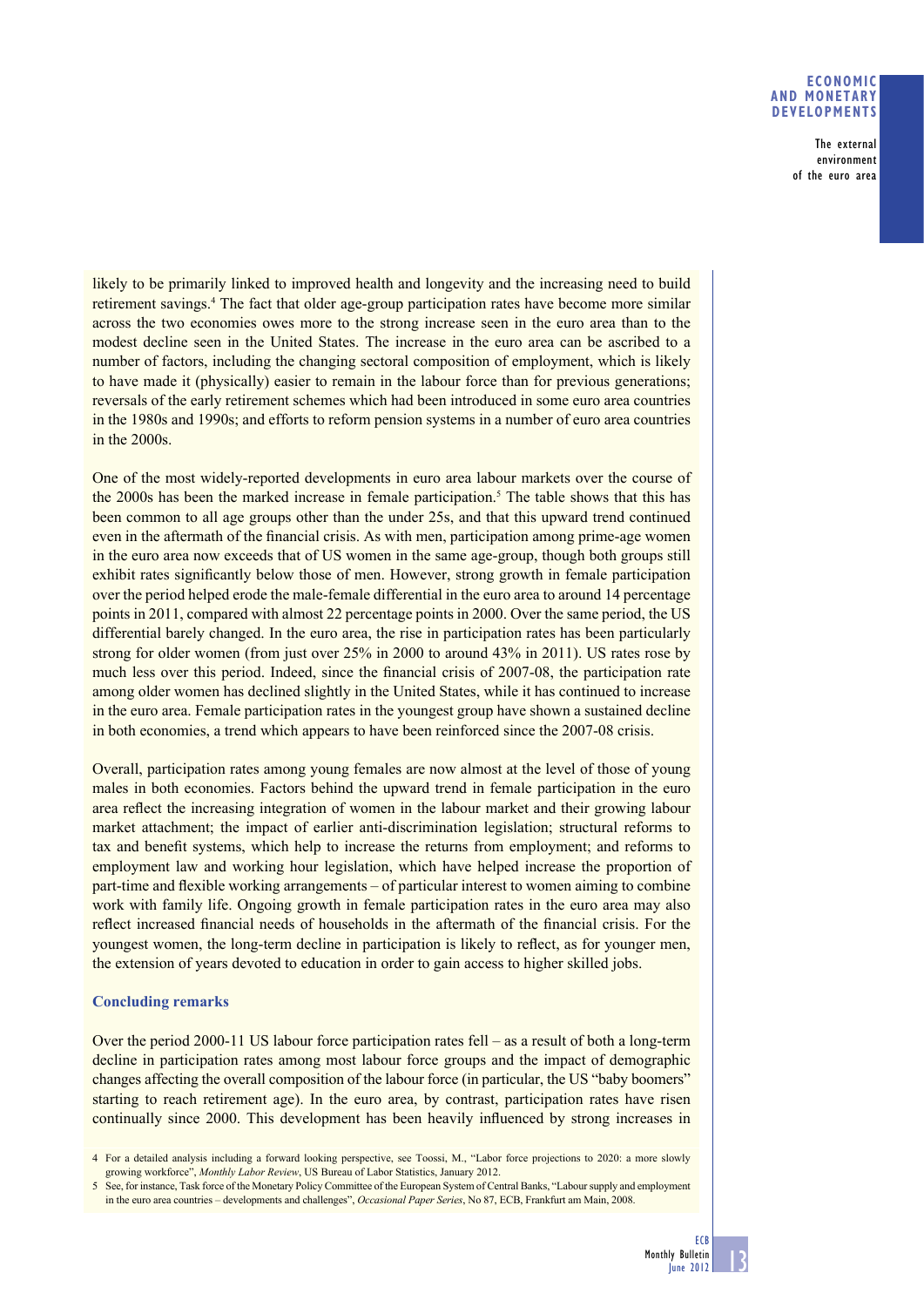likely to be primarily linked to improved health and longevity and the increasing need to build retirement savings.[4] The fact that older age-group participation rates have become more similar across the two economies owes more to the strong increase seen in the euro area than to the modest decline seen in the United States. The increase in the euro area can be ascribed to a number of factors, including the changing sectoral composition of employment, which is likely to have made it (physically) easier to remain in the labour force than for previous generations; reversals of the early retirement schemes which had been introduced in some euro area countries in the 1980s and 1990s; and efforts to reform pension systems in a number of euro area countries in the 2000s.

One of the most widely-reported developments in euro area labour markets over the course of the 2000s has been the marked increase in female participation.[5] The table shows that this has been common to all age groups other than the under 25s, and that this upward trend continued even in the aftermath of the financial crisis. As with men, participation among prime-age women in the euro area now exceeds that of US women in the same age-group, though both groups still exhibit rates significantly below those of men. However, strong growth in female participation over the period helped erode the male-female differential in the euro area to around 14 percentage points in 2011, compared with almost 22 percentage points in 2000. Over the same period, the US differential barely changed. In the euro area, the rise in participation rates has been particularly strong for older women (from just over 25% in 2000 to around 43% in 2011). US rates rose by much less over this period. Indeed, since the financial crisis of 2007-08, the participation rate among older women has declined slightly in the United States, while it has continued to increase in the euro area. Female participation rates in the youngest group have shown a sustained decline in both economies, a trend which appears to have been reinforced since the 2007-08 crisis.

Overall, participation rates among young females are now almost at the level of those of young males in both economies. Factors behind the upward trend in female participation in the euro area reflect the increasing integration of women in the labour market and their growing labour market attachment; the impact of earlier anti-discrimination legislation; structural reforms to tax and benefit systems, which help to increase the returns from employment; and reforms to employment law and working hour legislation, which have helped increase the proportion of part-time and flexible working arrangements – of particular interest to women aiming to combine work with family life. Ongoing growth in female participation rates in the euro area may also reflect increased financial needs of households in the aftermath of the financial crisis. For the youngest women, the long-term decline in participation is likely to reflect, as for younger men, the extension of years devoted to education in order to gain access to higher skilled jobs.

### Concluding remarks

Over the period 2000-11 US labour force participation rates fell – as a result of both a long-term decline in participation rates among most labour force groups and the impact of demographic changes affecting the overall composition of the labour force (in particular, the US "baby boomers" starting to reach retirement age). In the euro area, by contrast, participation rates have risen continually since 2000. This development has been heavily influenced by strong increases in

4 For a detailed analysis including a forward looking perspective, see Toossi, M., "Labor force projections to 2020: a more slowly growing workforce", *Monthly Labor Review*, US Bureau of Labor Statistics, January 2012.

5 See, for instance, Task force of the Monetary Policy Committee of the European System of Central Banks, "Labour supply and employment in the euro area countries – developments and challenges", *Occasional Paper Series*, No 87, ECB, Frankfurt am Main, 2008.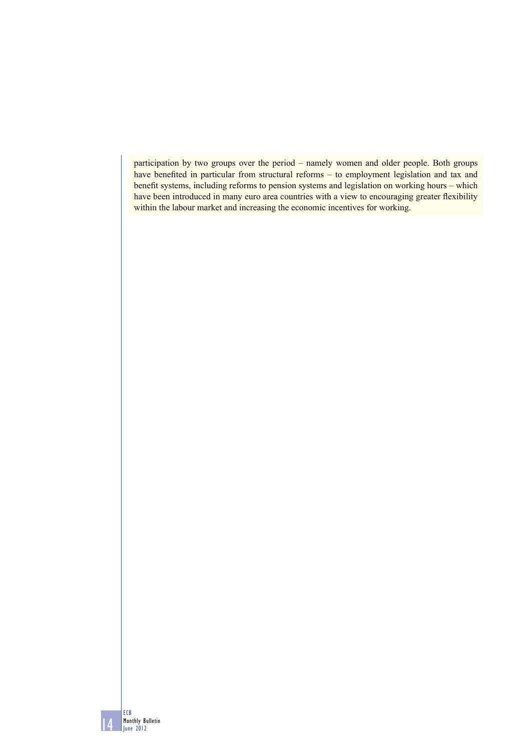participation by two groups over the period – namely women and older people. Both groups have benefited in particular from structural reforms – to employment legislation and tax and benefit systems, including reforms to pension systems and legislation on working hours – which have been introduced in many euro area countries with a view to encouraging greater flexibility within the labour market and increasing the economic incentives for working.